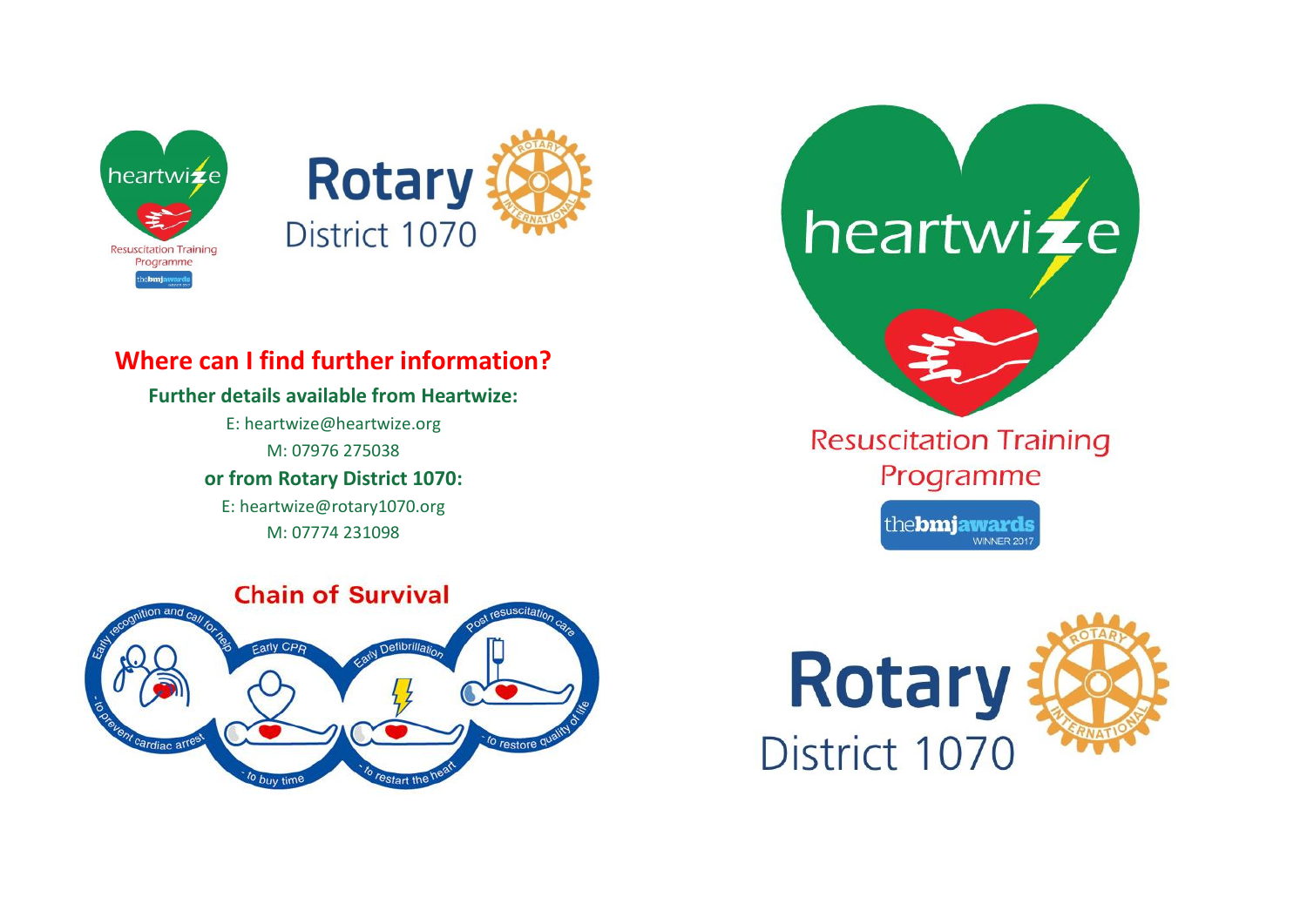heartwize

Resuscitation Training Programme

Rotary District 1070

## Where can I find further information?

**Further details available from Heartwize:**

E: heartwize@heartwize.org

M: 07976 275038

**or from Rotary District 1070:**

E: heartwize@rotary1070.org

M: 07774 231098

### Chain of Survival

- Early recognition and call for help - to prevent cardiac arrest
- Early CPR - to buy time
- Early Defibrillation - to restart the heart
- Post resuscitation care - to restore quality of life

heartwize

Resuscitation Training Programme

thebmjawards WINNER 2017

Rotary District 1070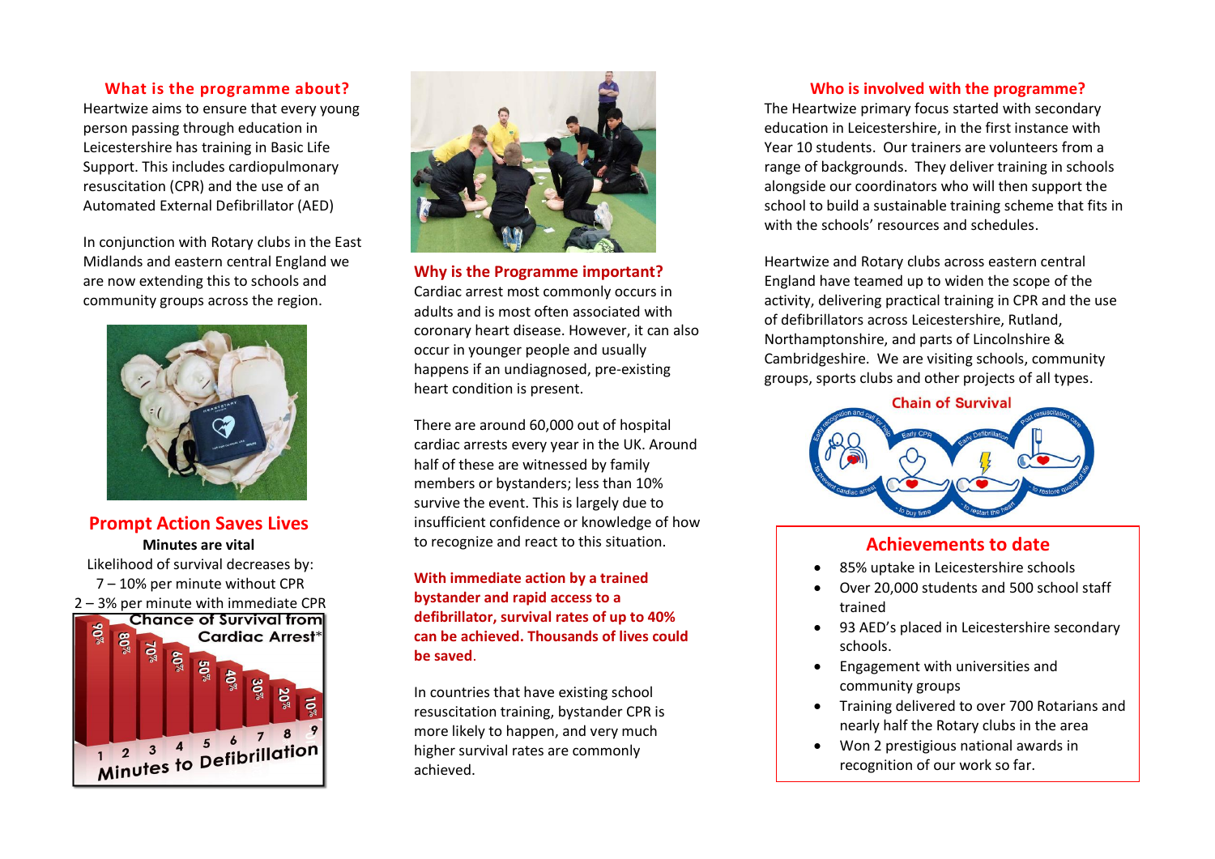## What is the programme about?

Heartwize aims to ensure that every young person passing through education in Leicestershire has training in Basic Life Support. This includes cardiopulmonary resuscitation (CPR) and the use of an Automated External Defibrillator (AED)

In conjunction with Rotary clubs in the East Midlands and eastern central England we are now extending this to schools and community groups across the region.

## Prompt Action Saves Lives

**Minutes are vital**

Likelihood of survival decreases by:

7 – 10% per minute without CPR

2 – 3% per minute with immediate CPR

Chance of Survival from Cardiac Arrest*

90% 80% 70% 60% 50% 40% 30% 20% 10%

1 2 3 4 5 6 7 8 9

Minutes to Defibrillation

## Why is the Programme important?

Cardiac arrest most commonly occurs in adults and is most often associated with coronary heart disease. However, it can also occur in younger people and usually happens if an undiagnosed, pre-existing heart condition is present.

There are around 60,000 out of hospital cardiac arrests every year in the UK. Around half of these are witnessed by family members or bystanders; less than 10% survive the event. This is largely due to insufficient confidence or knowledge of how to recognize and react to this situation.

**With immediate action by a trained bystander and rapid access to a defibrillator, survival rates of up to 40% can be achieved. Thousands of lives could be saved.**

In countries that have existing school resuscitation training, bystander CPR is more likely to happen, and very much higher survival rates are commonly achieved.

## Who is involved with the programme?

The Heartwize primary focus started with secondary education in Leicestershire, in the first instance with Year 10 students. Our trainers are volunteers from a range of backgrounds. They deliver training in schools alongside our coordinators who will then support the school to build a sustainable training scheme that fits in with the schools' resources and schedules.

Heartwize and Rotary clubs across eastern central England have teamed up to widen the scope of the activity, delivering practical training in CPR and the use of defibrillators across Leicestershire, Rutland, Northamptonshire, and parts of Lincolnshire & Cambridgeshire. We are visiting schools, community groups, sports clubs and other projects of all types.

**Chain of Survival**

Early recognition and call for help – to prevent cardiac arrest

Early CPR – to buy time

Early Defibrillation – to restart the heart

Post resuscitation care – to restore quality of life

## Achievements to date

- 85% uptake in Leicestershire schools
- Over 20,000 students and 500 school staff trained
- 93 AED's placed in Leicestershire secondary schools.
- Engagement with universities and community groups
- Training delivered to over 700 Rotarians and nearly half the Rotary clubs in the area
- Won 2 prestigious national awards in recognition of our work so far.